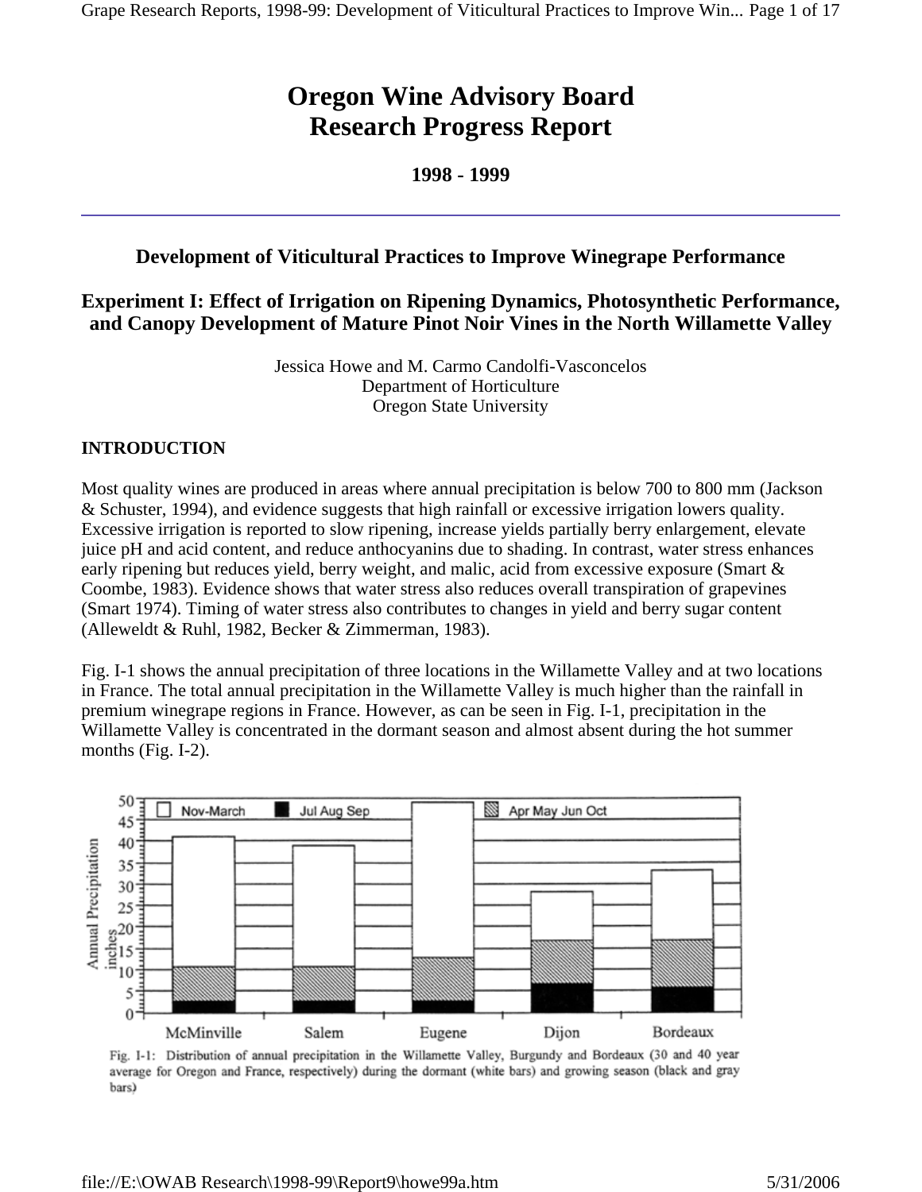# Oregon Wine Advisory Board Research Progress Report

**1998 - 1999**

---

## Development of Viticultural Practices to Improve Winegrape Performance

### Experiment I: Effect of Irrigation on Ripening Dynamics, Photosynthetic Performance, and Canopy Development of Mature Pinot Noir Vines in the North Willamette Valley

Jessica Howe and M. Carmo Candolfi-Vasconcelos
Department of Horticulture
Oregon State University

**INTRODUCTION**

Most quality wines are produced in areas where annual precipitation is below 700 to 800 mm (Jackson & Schuster, 1994), and evidence suggests that high rainfall or excessive irrigation lowers quality. Excessive irrigation is reported to slow ripening, increase yields partially berry enlargement, elevate juice pH and acid content, and reduce anthocyanins due to shading. In contrast, water stress enhances early ripening but reduces yield, berry weight, and malic, acid from excessive exposure (Smart & Coombe, 1983). Evidence shows that water stress also reduces overall transpiration of grapevines (Smart 1974). Timing of water stress also contributes to changes in yield and berry sugar content (Alleweldt & Ruhl, 1982, Becker & Zimmerman, 1983).

Fig. I-1 shows the annual precipitation of three locations in the Willamette Valley and at two locations in France. The total annual precipitation in the Willamette Valley is much higher than the rainfall in premium winegrape regions in France. However, as can be seen in Fig. I-1, precipitation in the Willamette Valley is concentrated in the dormant season and almost absent during the hot summer months (Fig. I-2).

Fig. I-1: Distribution of annual precipitation in the Willamette Valley, Burgundy and Bordeaux (30 and 40 year average for Oregon and France, respectively) during the dormant (white bars) and growing season (black and gray bars)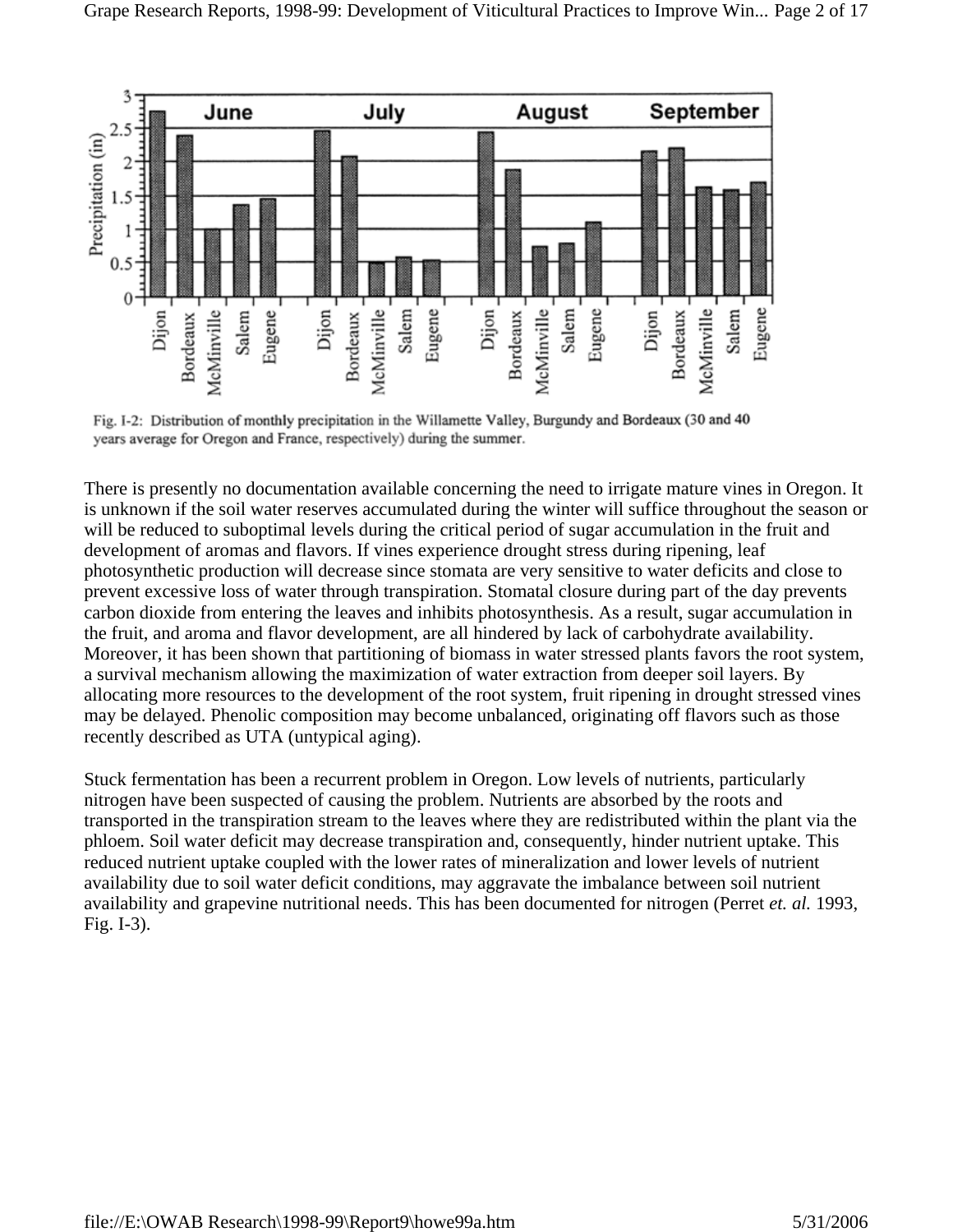Fig. I-2: Distribution of monthly precipitation in the Willamette Valley, Burgundy and Bordeaux (30 and 40 years average for Oregon and France, respectively) during the summer.

There is presently no documentation available concerning the need to irrigate mature vines in Oregon. It is unknown if the soil water reserves accumulated during the winter will suffice throughout the season or will be reduced to suboptimal levels during the critical period of sugar accumulation in the fruit and development of aromas and flavors. If vines experience drought stress during ripening, leaf photosynthetic production will decrease since stomata are very sensitive to water deficits and close to prevent excessive loss of water through transpiration. Stomatal closure during part of the day prevents carbon dioxide from entering the leaves and inhibits photosynthesis. As a result, sugar accumulation in the fruit, and aroma and flavor development, are all hindered by lack of carbohydrate availability. Moreover, it has been shown that partitioning of biomass in water stressed plants favors the root system, a survival mechanism allowing the maximization of water extraction from deeper soil layers. By allocating more resources to the development of the root system, fruit ripening in drought stressed vines may be delayed. Phenolic composition may become unbalanced, originating off flavors such as those recently described as UTA (untypical aging).

Stuck fermentation has been a recurrent problem in Oregon. Low levels of nutrients, particularly nitrogen have been suspected of causing the problem. Nutrients are absorbed by the roots and transported in the transpiration stream to the leaves where they are redistributed within the plant via the phloem. Soil water deficit may decrease transpiration and, consequently, hinder nutrient uptake. This reduced nutrient uptake coupled with the lower rates of mineralization and lower levels of nutrient availability due to soil water deficit conditions, may aggravate the imbalance between soil nutrient availability and grapevine nutritional needs. This has been documented for nitrogen (Perret *et. al.* 1993, Fig. I-3).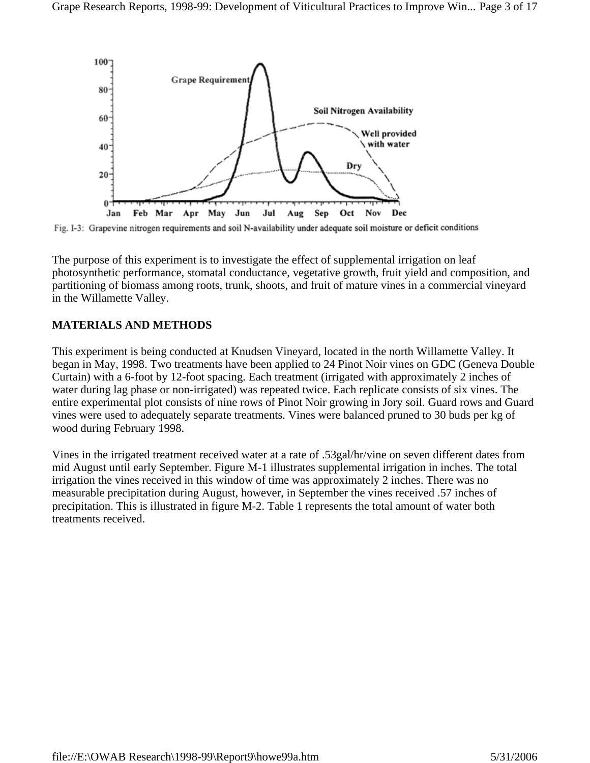Fig. I-3: Grapevine nitrogen requirements and soil N-availability under adequate soil moisture or deficit conditions

The purpose of this experiment is to investigate the effect of supplemental irrigation on leaf photosynthetic performance, stomatal conductance, vegetative growth, fruit yield and composition, and partitioning of biomass among roots, trunk, shoots, and fruit of mature vines in a commercial vineyard in the Willamette Valley.

## MATERIALS AND METHODS

This experiment is being conducted at Knudsen Vineyard, located in the north Willamette Valley. It began in May, 1998. Two treatments have been applied to 24 Pinot Noir vines on GDC (Geneva Double Curtain) with a 6-foot by 12-foot spacing. Each treatment (irrigated with approximately 2 inches of water during lag phase or non-irrigated) was repeated twice. Each replicate consists of six vines. The entire experimental plot consists of nine rows of Pinot Noir growing in Jory soil. Guard rows and Guard vines were used to adequately separate treatments. Vines were balanced pruned to 30 buds per kg of wood during February 1998.

Vines in the irrigated treatment received water at a rate of .53gal/hr/vine on seven different dates from mid August until early September. Figure M-1 illustrates supplemental irrigation in inches. The total irrigation the vines received in this window of time was approximately 2 inches. There was no measurable precipitation during August, however, in September the vines received .57 inches of precipitation. This is illustrated in figure M-2. Table 1 represents the total amount of water both treatments received.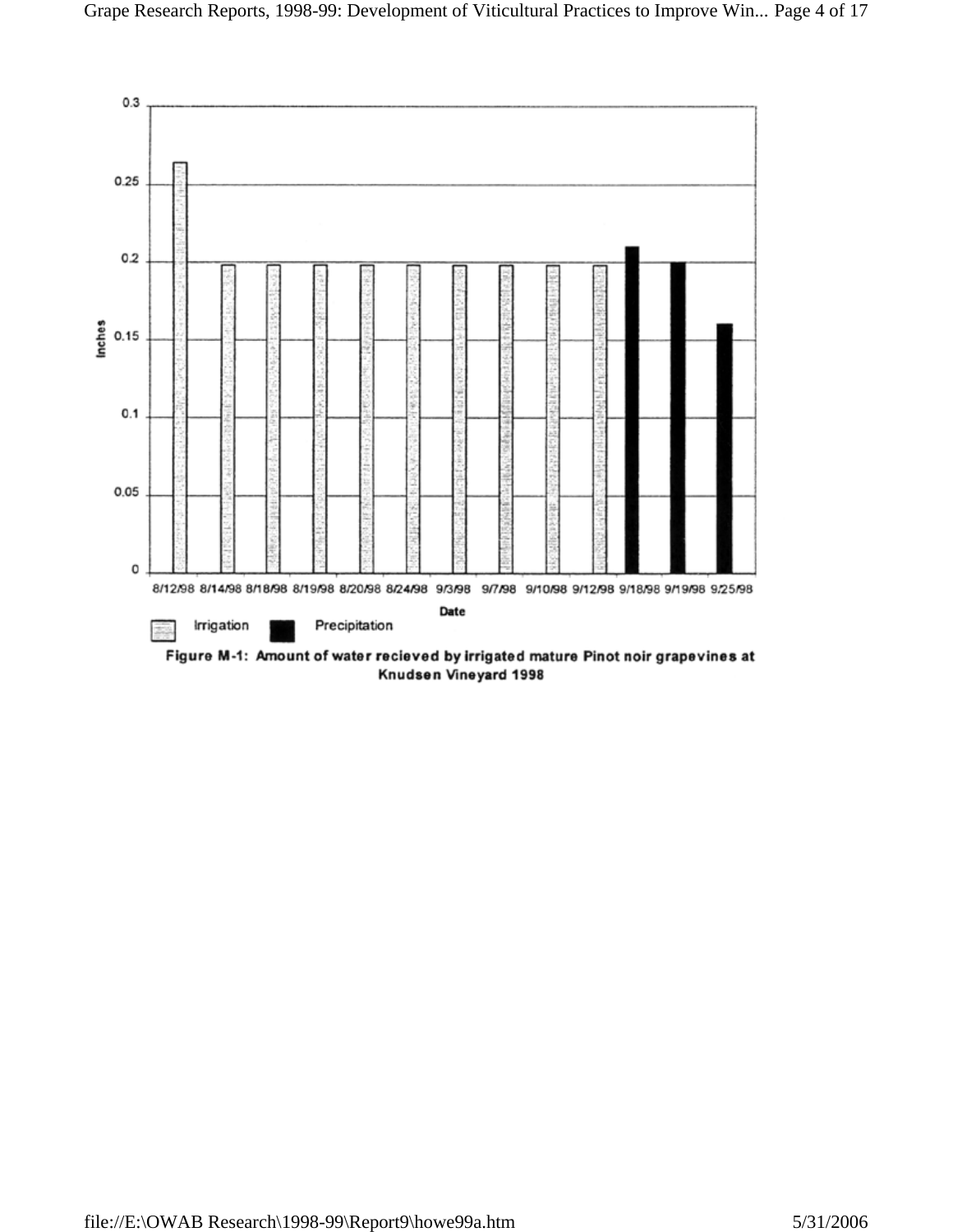Figure M-1: Amount of water recieved by irrigated mature Pinot noir grapevines at Knudsen Vineyard 1998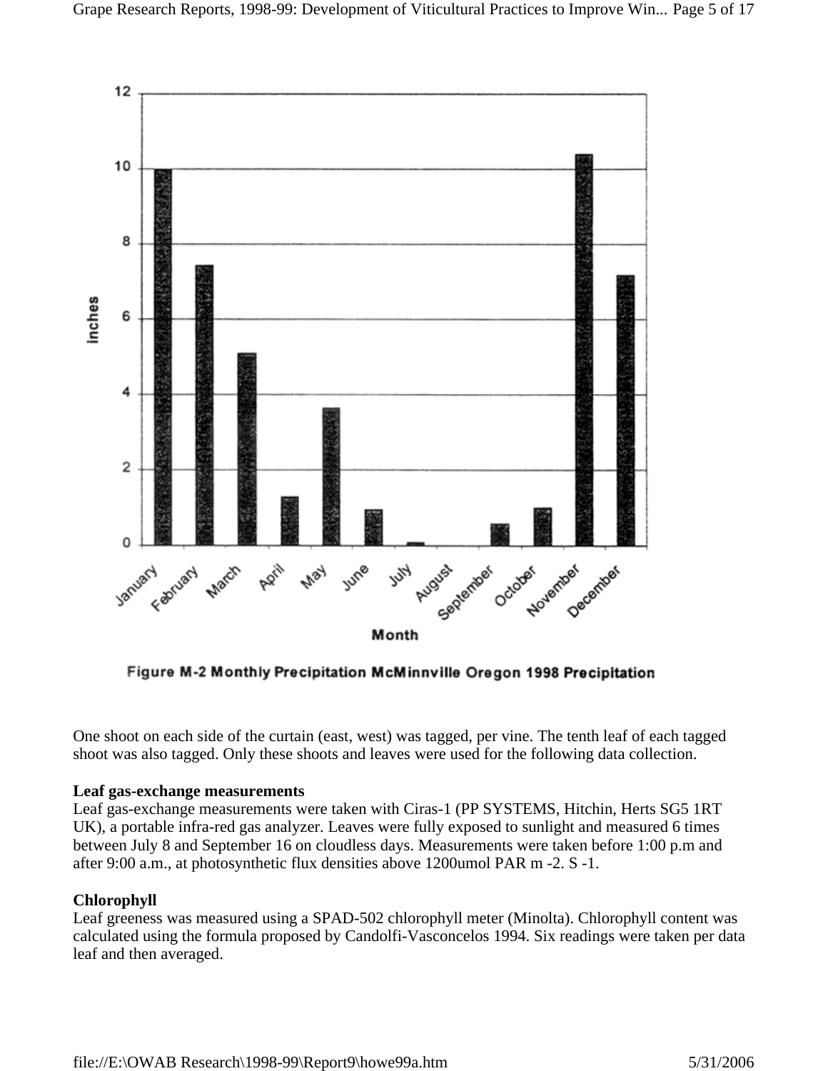Figure M-2 Monthly Precipitation McMinnville Oregon 1998 Precipitation

One shoot on each side of the curtain (east, west) was tagged, per vine. The tenth leaf of each tagged shoot was also tagged. Only these shoots and leaves were used for the following data collection.

**Leaf gas-exchange measurements**
Leaf gas-exchange measurements were taken with Ciras-1 (PP SYSTEMS, Hitchin, Herts SG5 1RT UK), a portable infra-red gas analyzer. Leaves were fully exposed to sunlight and measured 6 times between July 8 and September 16 on cloudless days. Measurements were taken before 1:00 p.m and after 9:00 a.m., at photosynthetic flux densities above 1200umol PAR m -2. S -1.

**Chlorophyll**
Leaf greeness was measured using a SPAD-502 chlorophyll meter (Minolta). Chlorophyll content was calculated using the formula proposed by Candolfi-Vasconcelos 1994. Six readings were taken per data leaf and then averaged.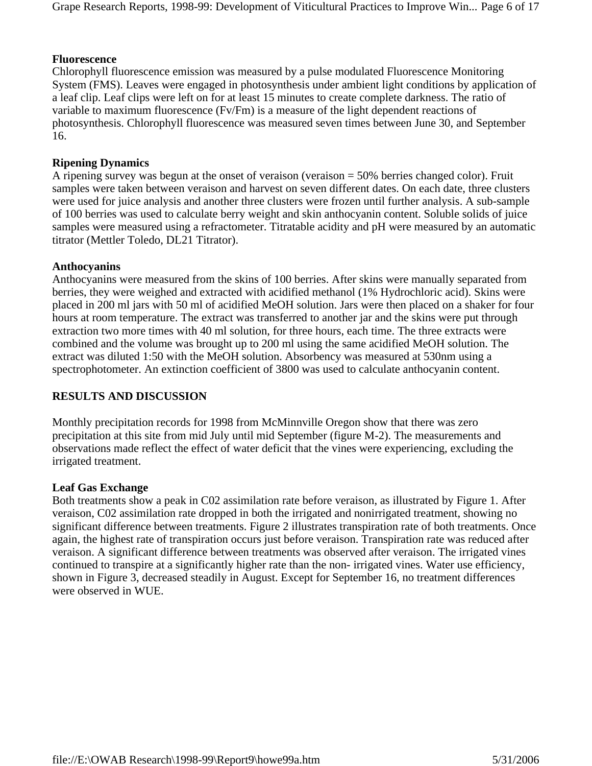**Fluorescence**

Chlorophyll fluorescence emission was measured by a pulse modulated Fluorescence Monitoring System (FMS). Leaves were engaged in photosynthesis under ambient light conditions by application of a leaf clip. Leaf clips were left on for at least 15 minutes to create complete darkness. The ratio of variable to maximum fluorescence ($F_v/F_m$) is a measure of the light dependent reactions of photosynthesis. Chlorophyll fluorescence was measured seven times between June 30, and September 16.

**Ripening Dynamics**

A ripening survey was begun at the onset of veraison (veraison = 50% berries changed color). Fruit samples were taken between veraison and harvest on seven different dates. On each date, three clusters were used for juice analysis and another three clusters were frozen until further analysis. A sub-sample of 100 berries was used to calculate berry weight and skin anthocyanin content. Soluble solids of juice samples were measured using a refractometer. Titratable acidity and pH were measured by an automatic titrator (Mettler Toledo, DL21 Titrator).

**Anthocyanins**

Anthocyanins were measured from the skins of 100 berries. After skins were manually separated from berries, they were weighed and extracted with acidified methanol (1% Hydrochloric acid). Skins were placed in 200 ml jars with 50 ml of acidified MeOH solution. Jars were then placed on a shaker for four hours at room temperature. The extract was transferred to another jar and the skins were put through extraction two more times with 40 ml solution, for three hours, each time. The three extracts were combined and the volume was brought up to 200 ml using the same acidified MeOH solution. The extract was diluted 1:50 with the MeOH solution. Absorbency was measured at 530nm using a spectrophotometer. An extinction coefficient of 3800 was used to calculate anthocyanin content.

**RESULTS AND DISCUSSION**

Monthly precipitation records for 1998 from McMinnville Oregon show that there was zero precipitation at this site from mid July until mid September (figure M-2). The measurements and observations made reflect the effect of water deficit that the vines were experiencing, excluding the irrigated treatment.

**Leaf Gas Exchange**

Both treatments show a peak in C02 assimilation rate before veraison, as illustrated by Figure 1. After veraison, C02 assimilation rate dropped in both the irrigated and nonirrigated treatment, showing no significant difference between treatments. Figure 2 illustrates transpiration rate of both treatments. Once again, the highest rate of transpiration occurs just before veraison. Transpiration rate was reduced after veraison. A significant difference between treatments was observed after veraison. The irrigated vines continued to transpire at a significantly higher rate than the non- irrigated vines. Water use efficiency, shown in Figure 3, decreased steadily in August. Except for September 16, no treatment differences were observed in WUE.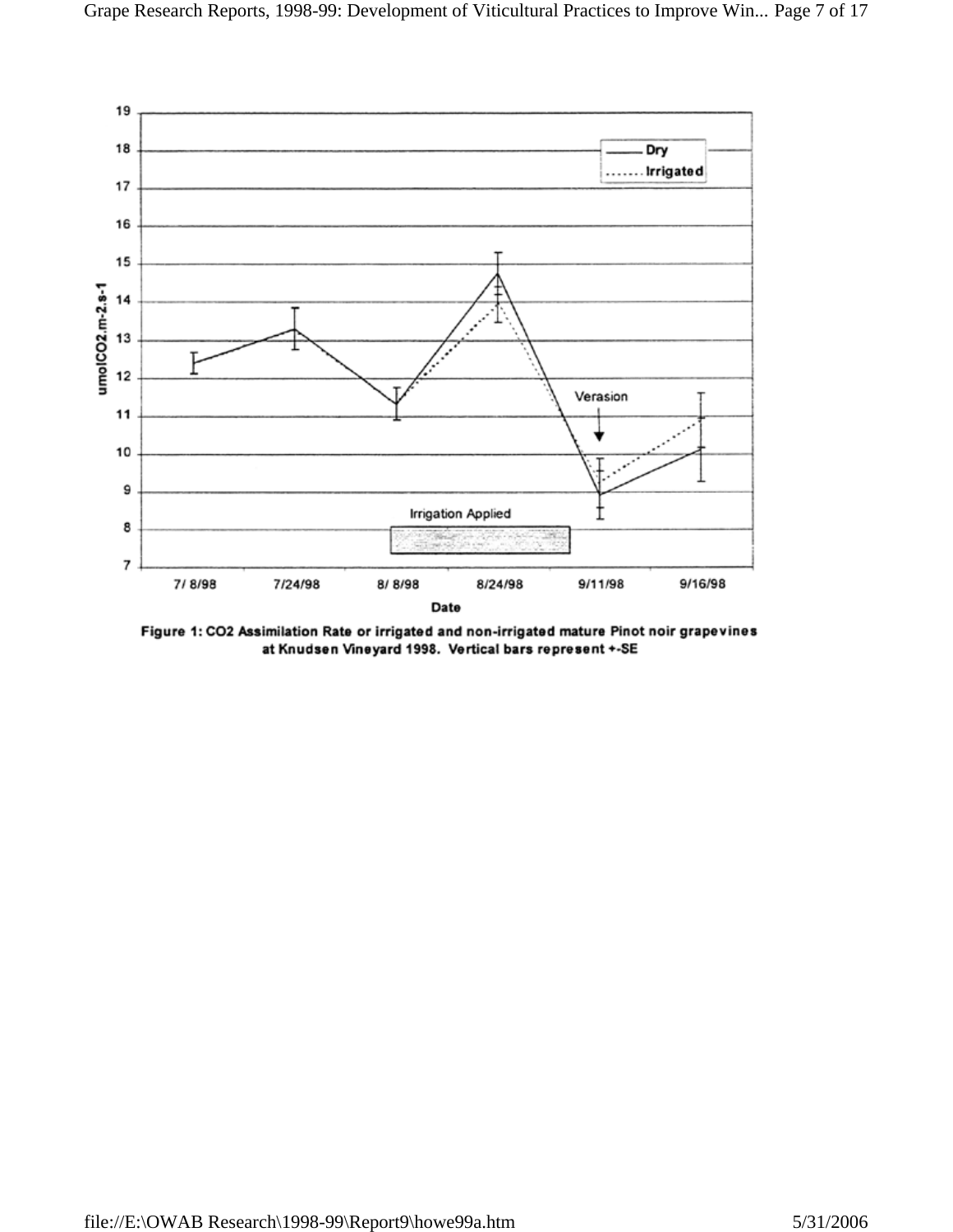Figure 1: CO2 Assimilation Rate or irrigated and non-irrigated mature Pinot noir grapevines at Knudsen Vineyard 1998. Vertical bars represent +-SE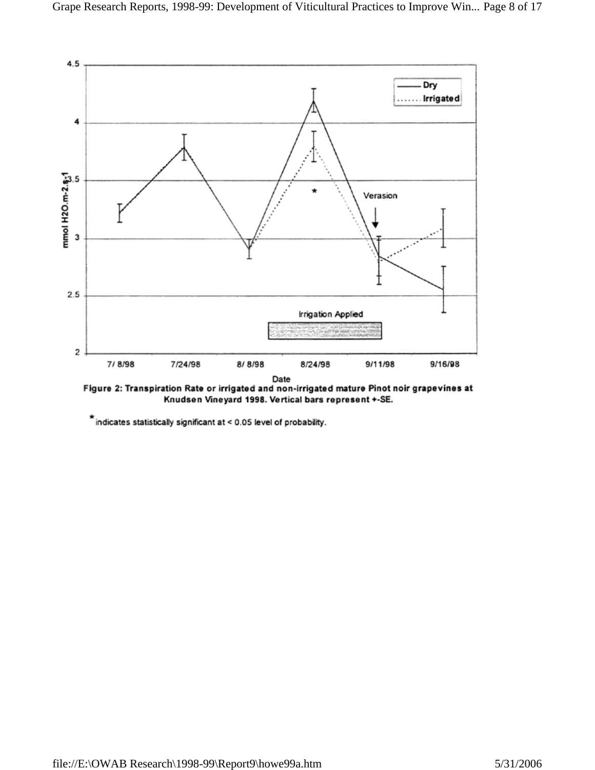Figure 2: Transpiration Rate or irrigated and non-irrigated mature Pinot noir grapevines at Knudsen Vineyard 1998. Vertical bars represent +-SE.

* indicates statistically significant at < 0.05 level of probability.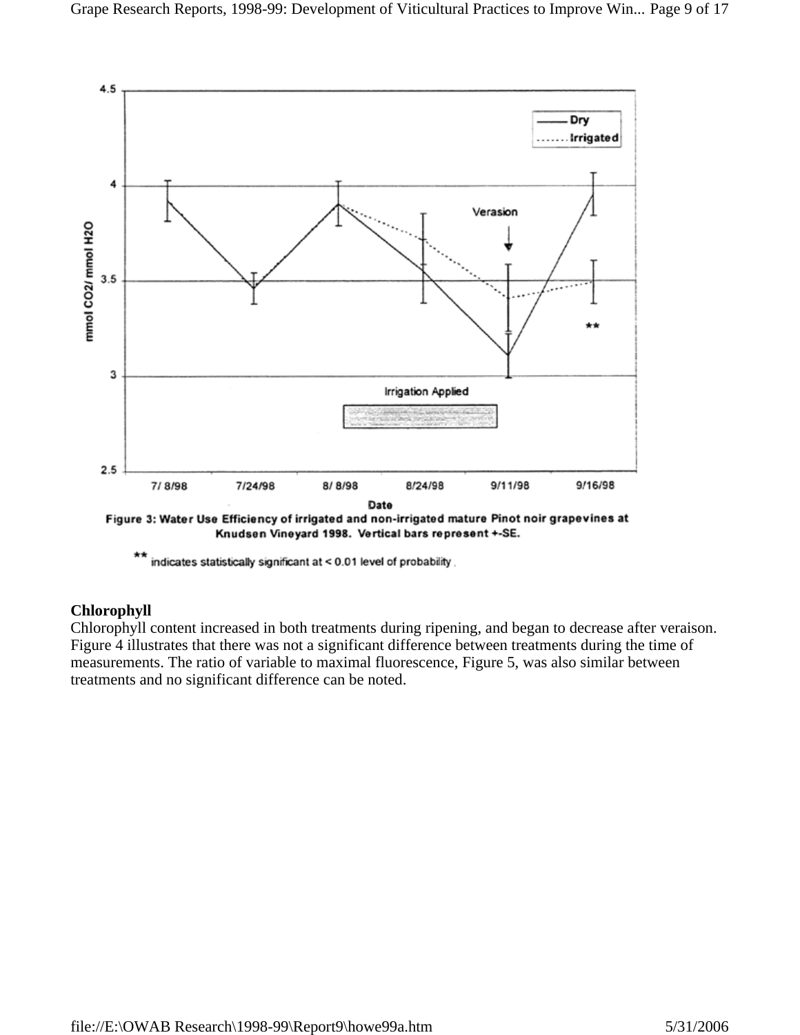Figure 3: Water Use Efficiency of irrigated and non-irrigated mature Pinot noir grapevines at Knudsen Vineyard 1998. Vertical bars represent +-SE.

** indicates statistically significant at < 0.01 level of probability.

**Chlorophyll**

Chlorophyll content increased in both treatments during ripening, and began to decrease after veraison. Figure 4 illustrates that there was not a significant difference between treatments during the time of measurements. The ratio of variable to maximal fluorescence, Figure 5, was also similar between treatments and no significant difference can be noted.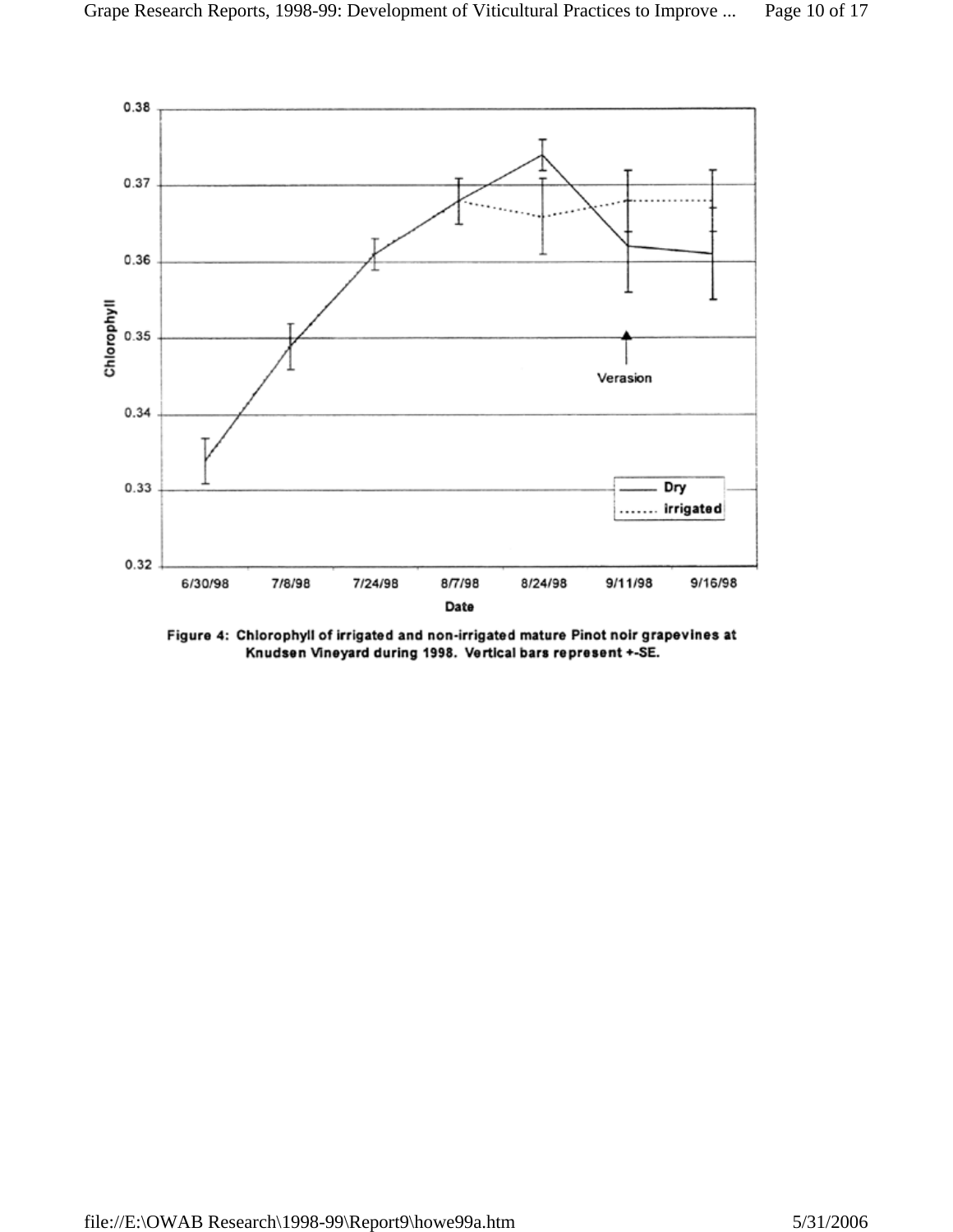Figure 4: Chlorophyll of irrigated and non-irrigated mature Pinot noir grapevines at Knudsen Vineyard during 1998. Vertical bars represent +-SE.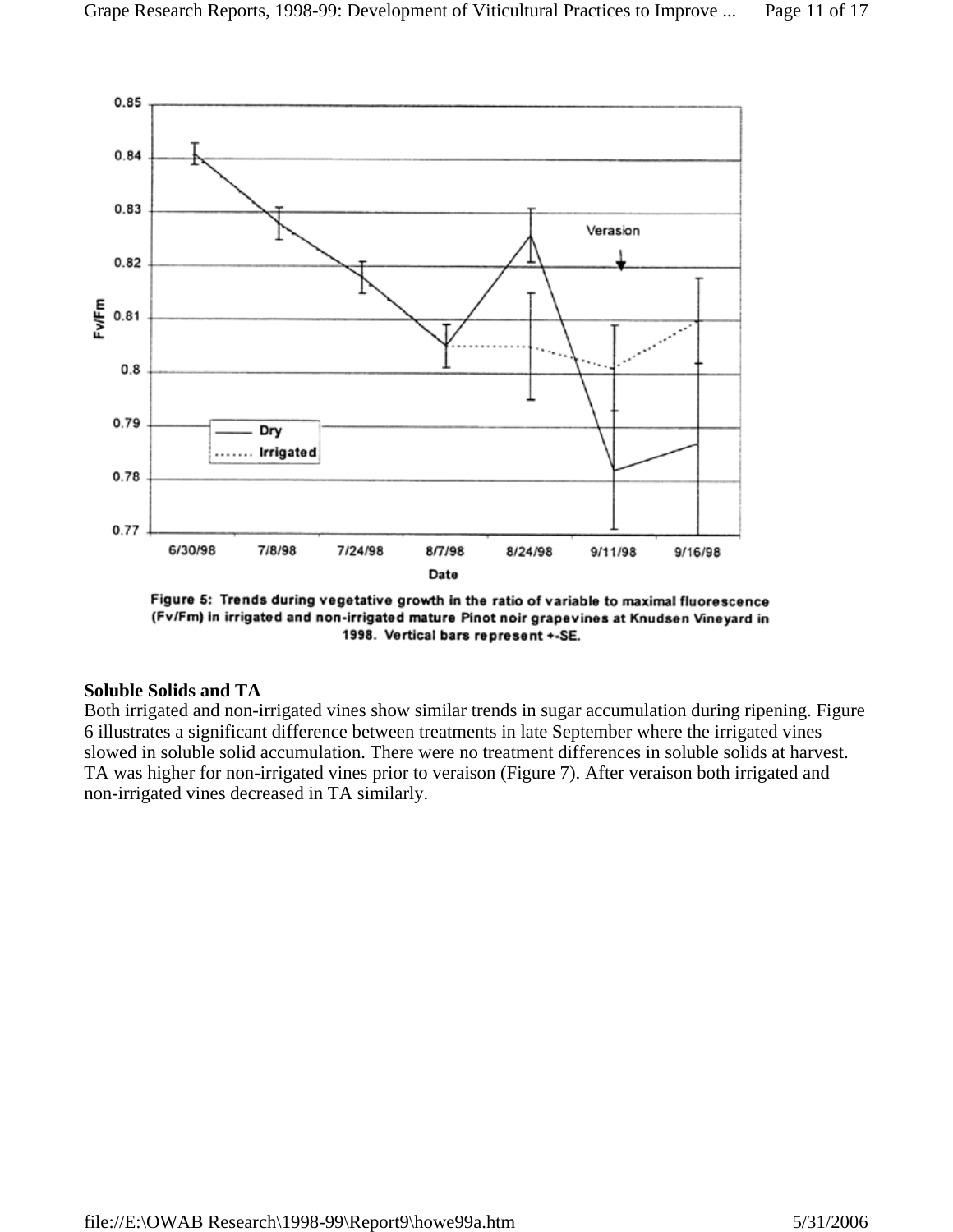Figure 5: Trends during vegetative growth in the ratio of variable to maximal fluorescence (Fv/Fm) in irrigated and non-irrigated mature Pinot noir grapevines at Knudsen Vineyard in 1998. Vertical bars represent +-SE.

**Soluble Solids and TA**

Both irrigated and non-irrigated vines show similar trends in sugar accumulation during ripening. Figure 6 illustrates a significant difference between treatments in late September where the irrigated vines slowed in soluble solid accumulation. There were no treatment differences in soluble solids at harvest. TA was higher for non-irrigated vines prior to veraison (Figure 7). After veraison both irrigated and non-irrigated vines decreased in TA similarly.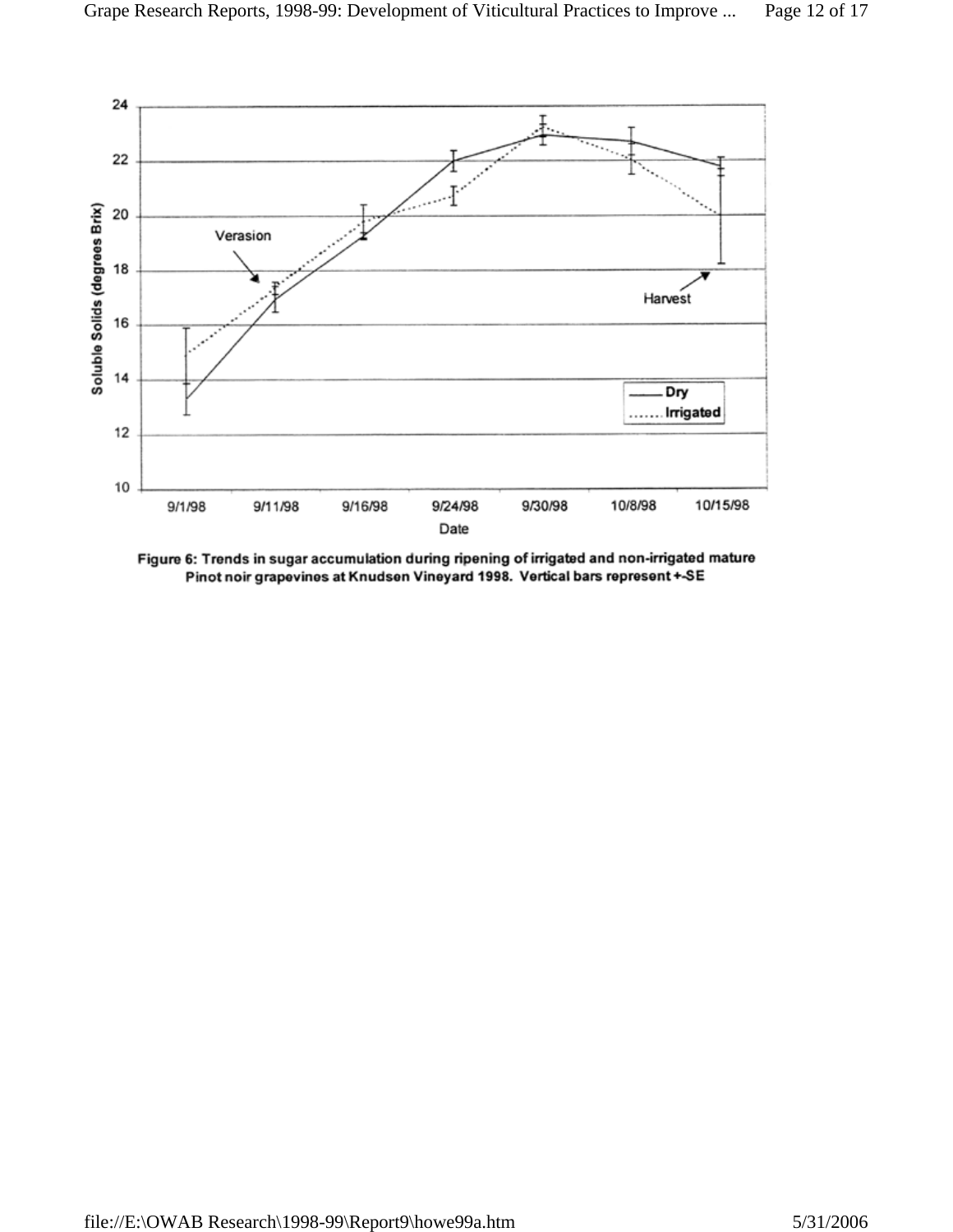Figure 6: Trends in sugar accumulation during ripening of irrigated and non-irrigated mature Pinot noir grapevines at Knudsen Vineyard 1998. Vertical bars represent +-SE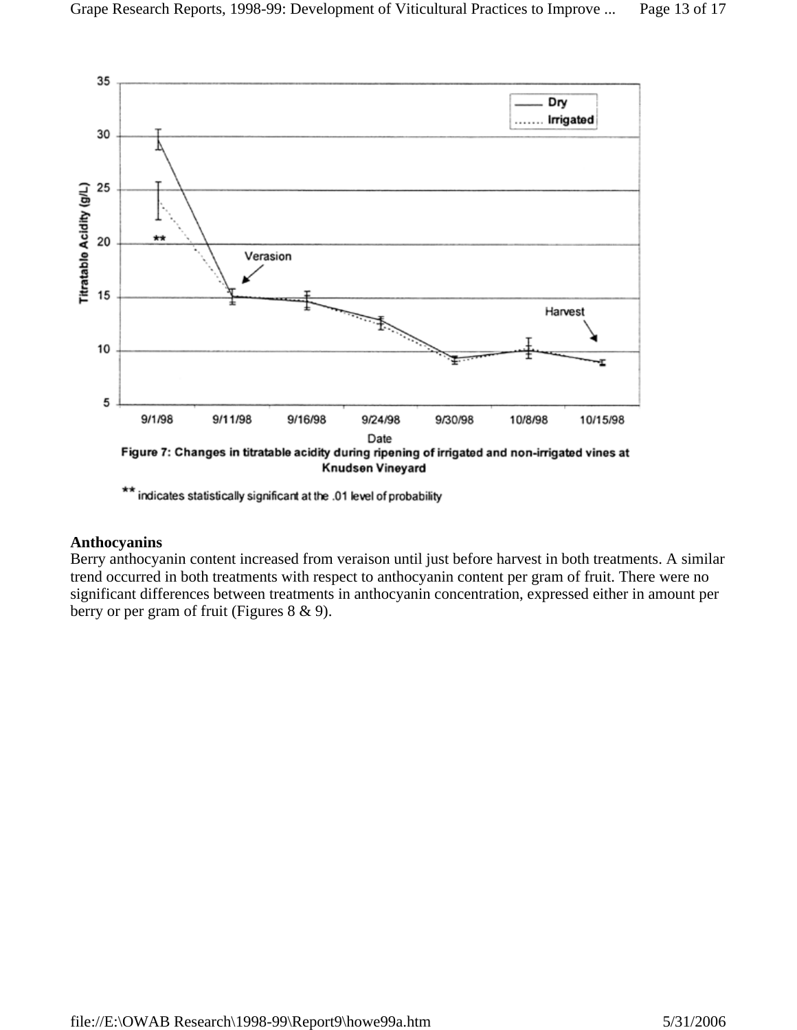Figure 7: Changes in titratable acidity during ripening of irrigated and non-irrigated vines at Knudsen Vineyard

** indicates statistically significant at the .01 level of probability

**Anthocyanins**

Berry anthocyanin content increased from veraison until just before harvest in both treatments. A similar trend occurred in both treatments with respect to anthocyanin content per gram of fruit. There were no significant differences between treatments in anthocyanin concentration, expressed either in amount per berry or per gram of fruit (Figures 8 & 9).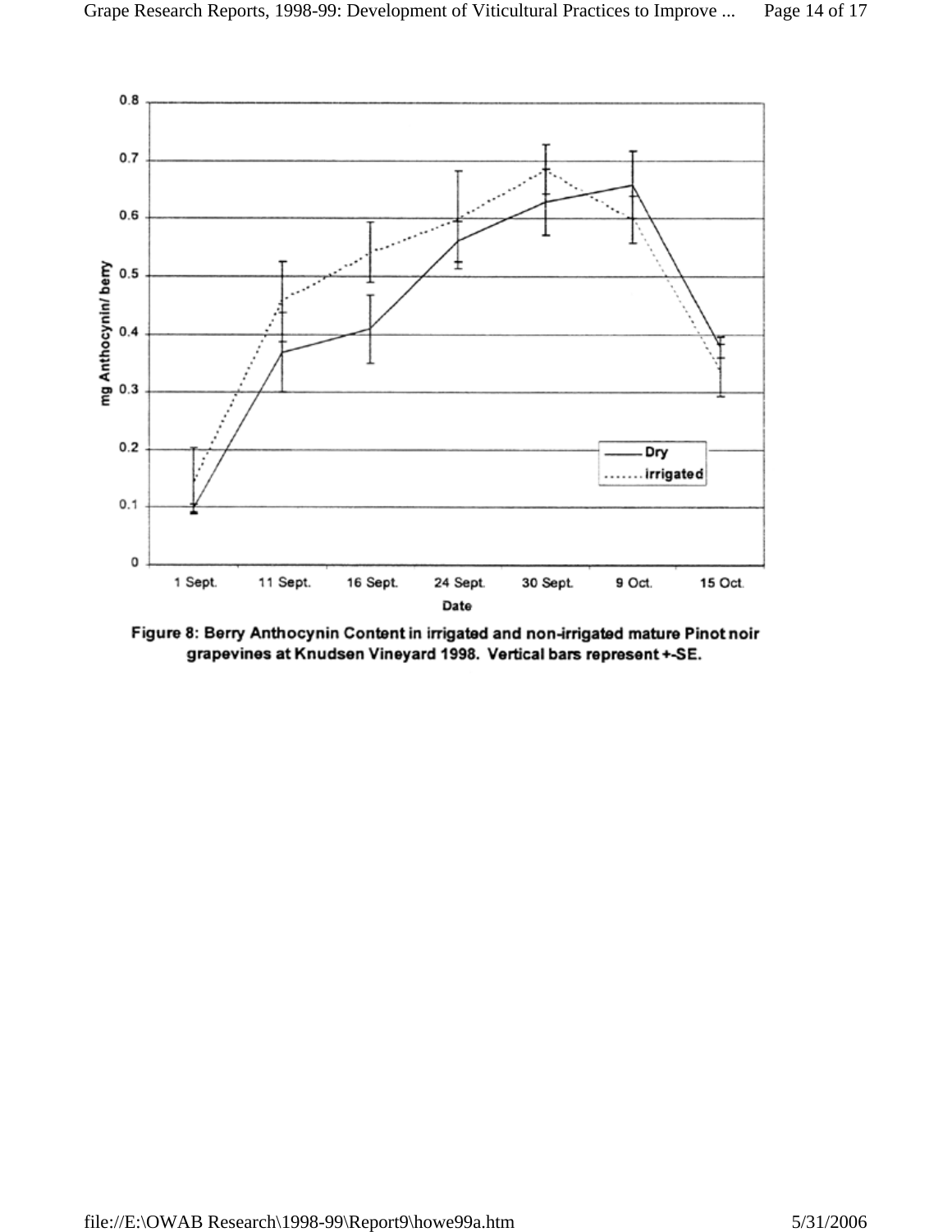Figure 8: Berry Anthocynin Content in irrigated and non-irrigated mature Pinot noir grapevines at Knudsen Vineyard 1998. Vertical bars represent +-SE.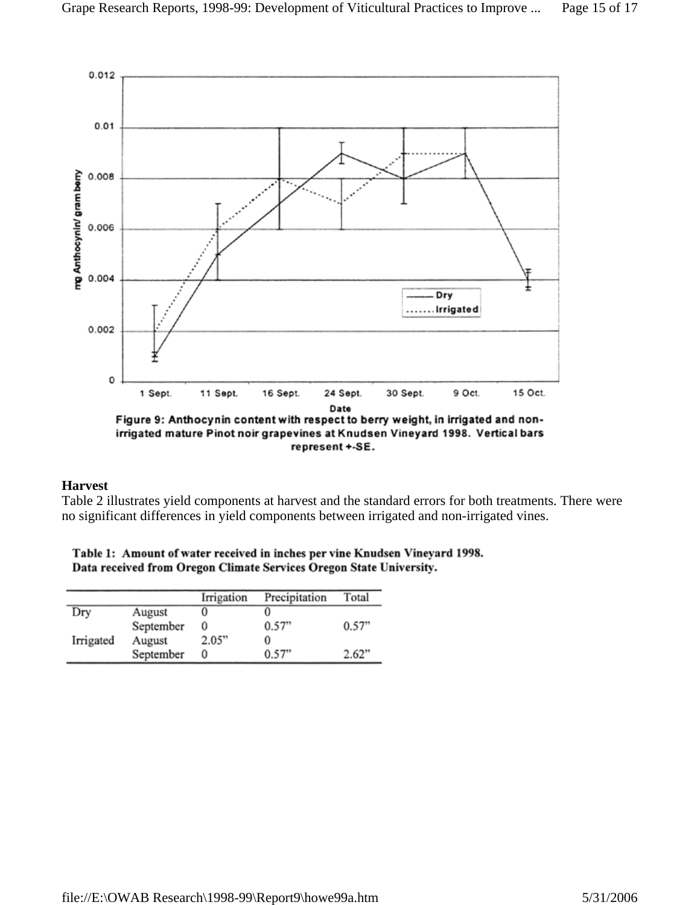Figure 9: Anthocynin content with respect to berry weight, in irrigated and non-irrigated mature Pinot noir grapevines at Knudsen Vineyard 1998. Vertical bars represent +-SE.

### Harvest

Table 2 illustrates yield components at harvest and the standard errors for both treatments. There were no significant differences in yield components between irrigated and non-irrigated vines.

**Table 1: Amount of water received in inches per vine Knudsen Vineyard 1998. Data received from Oregon Climate Services Oregon State University.**

| | | Irrigation | Precipitation | Total |
|---|---|---|---|---|
| Dry | August | 0 | 0 | |
| | September | 0 | 0.57" | 0.57" |
| Irrigated | August | 2.05" | 0 | |
| | September | 0 | 0.57" | 2.62" |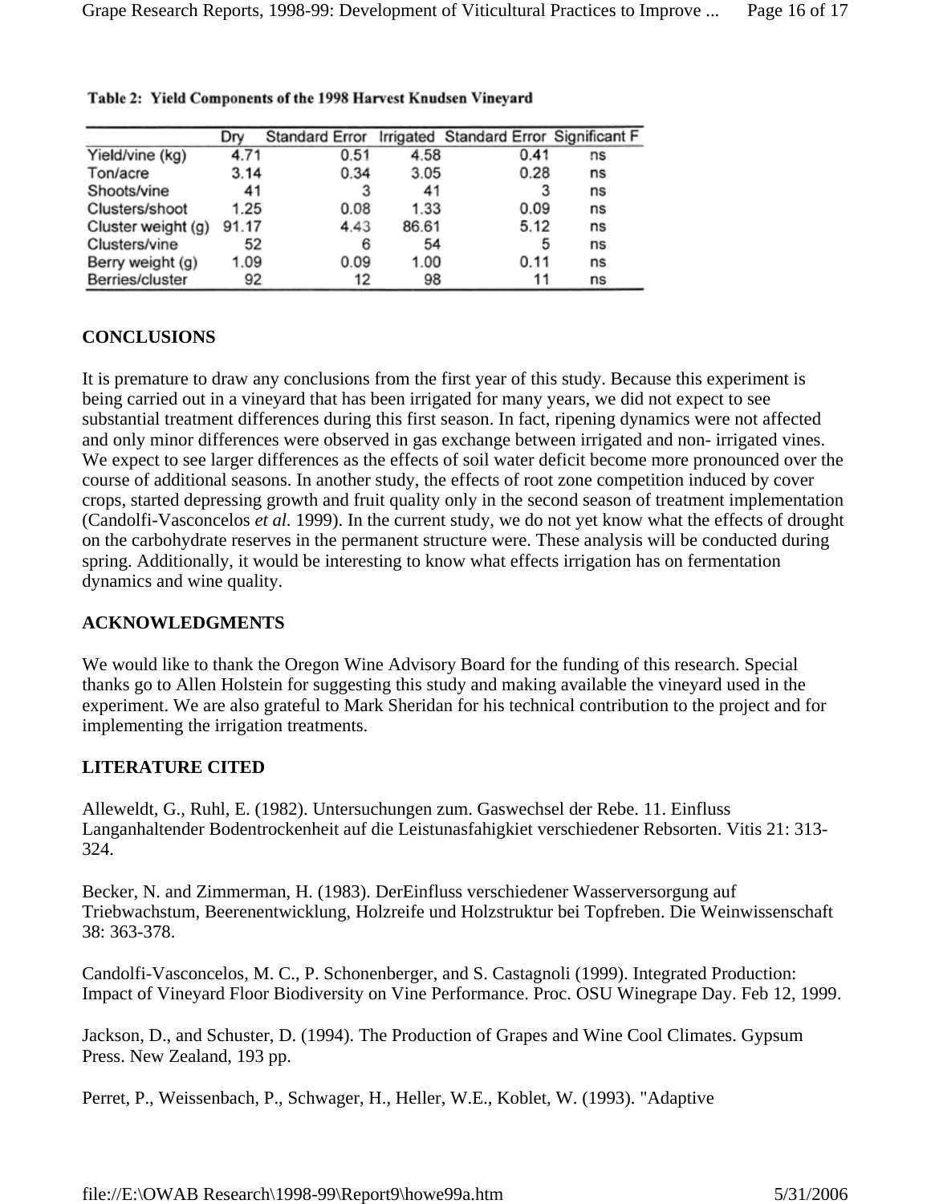**Table 2: Yield Components of the 1998 Harvest Knudsen Vineyard**

| | Dry | Standard Error | Irrigated | Standard Error | Significant F |
|---|---|---|---|---|---|
| Yield/vine (kg) | 4.71 | 0.51 | 4.58 | 0.41 | ns |
| Ton/acre | 3.14 | 0.34 | 3.05 | 0.28 | ns |
| Shoots/vine | 41 | 3 | 41 | 3 | ns |
| Clusters/shoot | 1.25 | 0.08 | 1.33 | 0.09 | ns |
| Cluster weight (g) | 91.17 | 4.43 | 86.61 | 5.12 | ns |
| Clusters/vine | 52 | 6 | 54 | 5 | ns |
| Berry weight (g) | 1.09 | 0.09 | 1.00 | 0.11 | ns |
| Berries/cluster | 92 | 12 | 98 | 11 | ns |

## CONCLUSIONS

It is premature to draw any conclusions from the first year of this study. Because this experiment is being carried out in a vineyard that has been irrigated for many years, we did not expect to see substantial treatment differences during this first season. In fact, ripening dynamics were not affected and only minor differences were observed in gas exchange between irrigated and non- irrigated vines. We expect to see larger differences as the effects of soil water deficit become more pronounced over the course of additional seasons. In another study, the effects of root zone competition induced by cover crops, started depressing growth and fruit quality only in the second season of treatment implementation (Candolfi-Vasconcelos *et al.* 1999). In the current study, we do not yet know what the effects of drought on the carbohydrate reserves in the permanent structure were. These analysis will be conducted during spring. Additionally, it would be interesting to know what effects irrigation has on fermentation dynamics and wine quality.

## ACKNOWLEDGMENTS

We would like to thank the Oregon Wine Advisory Board for the funding of this research. Special thanks go to Allen Holstein for suggesting this study and making available the vineyard used in the experiment. We are also grateful to Mark Sheridan for his technical contribution to the project and for implementing the irrigation treatments.

## LITERATURE CITED

Alleweldt, G., Ruhl, E. (1982). Untersuchungen zum. Gaswechsel der Rebe. 11. Einfluss Langanhaltender Bodentrockenheit auf die Leistunasfahigkiet verschiedener Rebsorten. Vitis 21: 313-324.

Becker, N. and Zimmerman, H. (1983). DerEinfluss verschiedener Wasserversorgung auf Triebwachstum, Beerenentwicklung, Holzreife und Holzstruktur bei Topfreben. Die Weinwissenschaft 38: 363-378.

Candolfi-Vasconcelos, M. C., P. Schonenberger, and S. Castagnoli (1999). Integrated Production: Impact of Vineyard Floor Biodiversity on Vine Performance. Proc. OSU Winegrape Day. Feb 12, 1999.

Jackson, D., and Schuster, D. (1994). The Production of Grapes and Wine Cool Climates. Gypsum Press. New Zealand, 193 pp.

Perret, P., Weissenbach, P., Schwager, H., Heller, W.E., Koblet, W. (1993). "Adaptive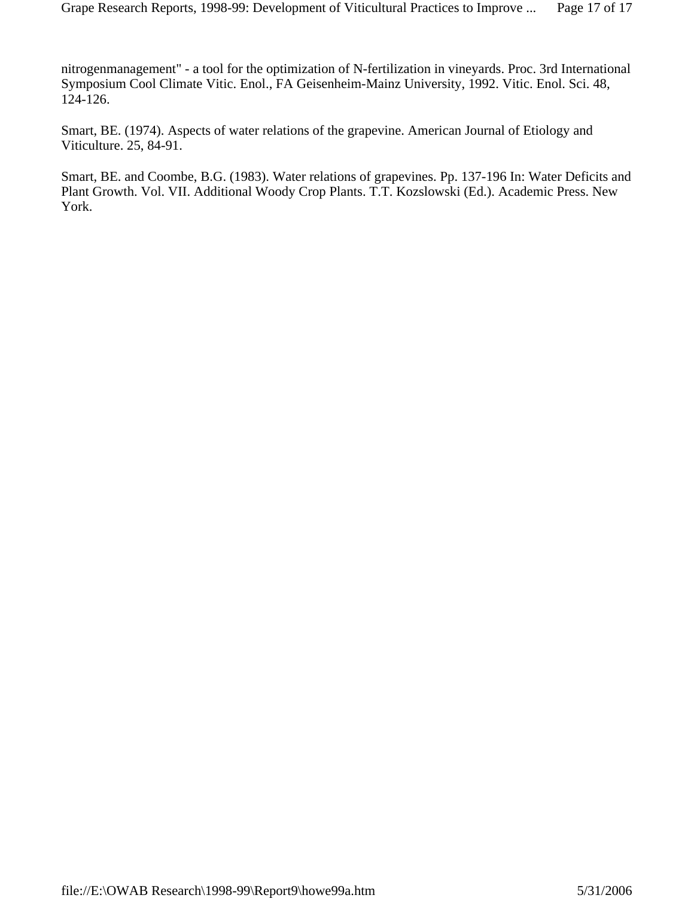nitrogenmanagement" - a tool for the optimization of N-fertilization in vineyards. Proc. 3rd International Symposium Cool Climate Vitic. Enol., FA Geisenheim-Mainz University, 1992. Vitic. Enol. Sci. 48, 124-126.

Smart, BE. (1974). Aspects of water relations of the grapevine. American Journal of Etiology and Viticulture. 25, 84-91.

Smart, BE. and Coombe, B.G. (1983). Water relations of grapevines. Pp. 137-196 In: Water Deficits and Plant Growth. Vol. VII. Additional Woody Crop Plants. T.T. Kozslowski (Ed.). Academic Press. New York.